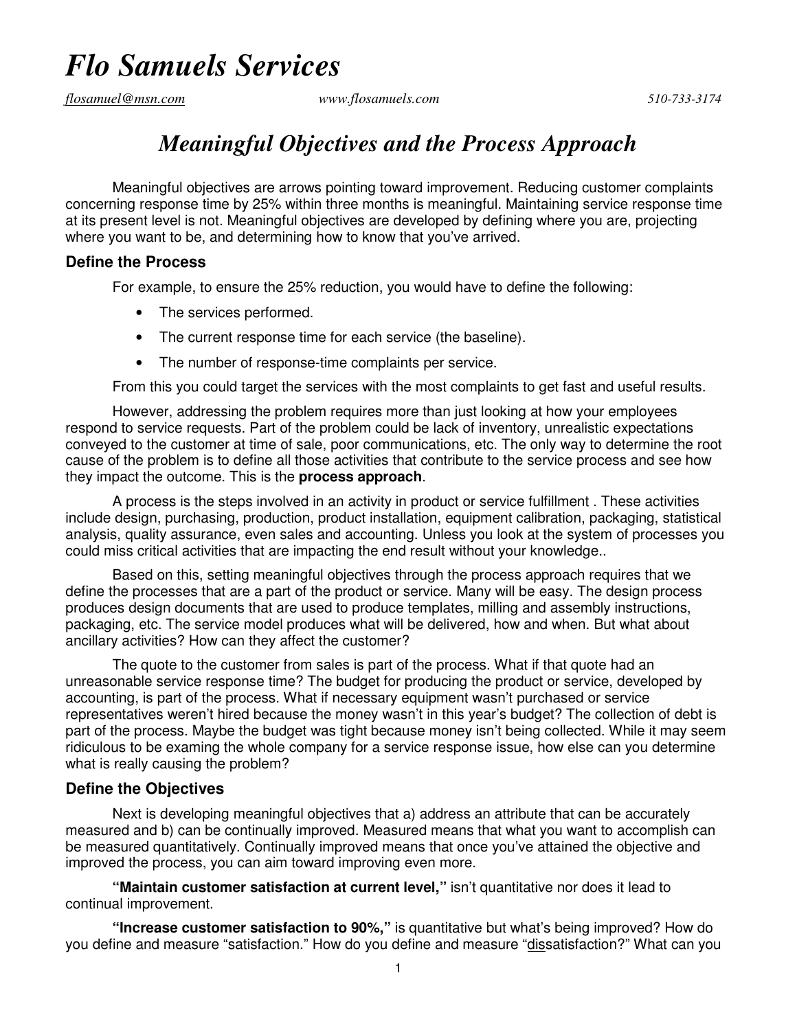# *Flo Samuels Services*

*flosamuel@msn.com* *www.flosamuels.com* *510-733-3174*

## *Meaningful Objectives and the Process Approach*

Meaningful objectives are arrows pointing toward improvement. Reducing customer complaints concerning response time by 25% within three months is meaningful. Maintaining service response time at its present level is not. Meaningful objectives are developed by defining where you are, projecting where you want to be, and determining how to know that you've arrived.

### Define the Process

For example, to ensure the 25% reduction, you would have to define the following:

- The services performed.
- The current response time for each service (the baseline).
- The number of response-time complaints per service.

From this you could target the services with the most complaints to get fast and useful results.

However, addressing the problem requires more than just looking at how your employees respond to service requests. Part of the problem could be lack of inventory, unrealistic expectations conveyed to the customer at time of sale, poor communications, etc. The only way to determine the root cause of the problem is to define all those activities that contribute to the service process and see how they impact the outcome. This is the **process approach**.

A process is the steps involved in an activity in product or service fulfillment . These activities include design, purchasing, production, product installation, equipment calibration, packaging, statistical analysis, quality assurance, even sales and accounting. Unless you look at the system of processes you could miss critical activities that are impacting the end result without your knowledge..

Based on this, setting meaningful objectives through the process approach requires that we define the processes that are a part of the product or service. Many will be easy. The design process produces design documents that are used to produce templates, milling and assembly instructions, packaging, etc. The service model produces what will be delivered, how and when. But what about ancillary activities? How can they affect the customer?

The quote to the customer from sales is part of the process. What if that quote had an unreasonable service response time? The budget for producing the product or service, developed by accounting, is part of the process. What if necessary equipment wasn't purchased or service representatives weren't hired because the money wasn't in this year's budget? The collection of debt is part of the process. Maybe the budget was tight because money isn't being collected. While it may seem ridiculous to be examing the whole company for a service response issue, how else can you determine what is really causing the problem?

### Define the Objectives

Next is developing meaningful objectives that a) address an attribute that can be accurately measured and b) can be continually improved. Measured means that what you want to accomplish can be measured quantitatively. Continually improved means that once you've attained the objective and improved the process, you can aim toward improving even more.

**"Maintain customer satisfaction at current level,"** isn't quantitative nor does it lead to continual improvement.

**"Increase customer satisfaction to 90%,"** is quantitative but what's being improved? How do you define and measure "satisfaction." How do you define and measure "<u>dis</u>satisfaction?" What can you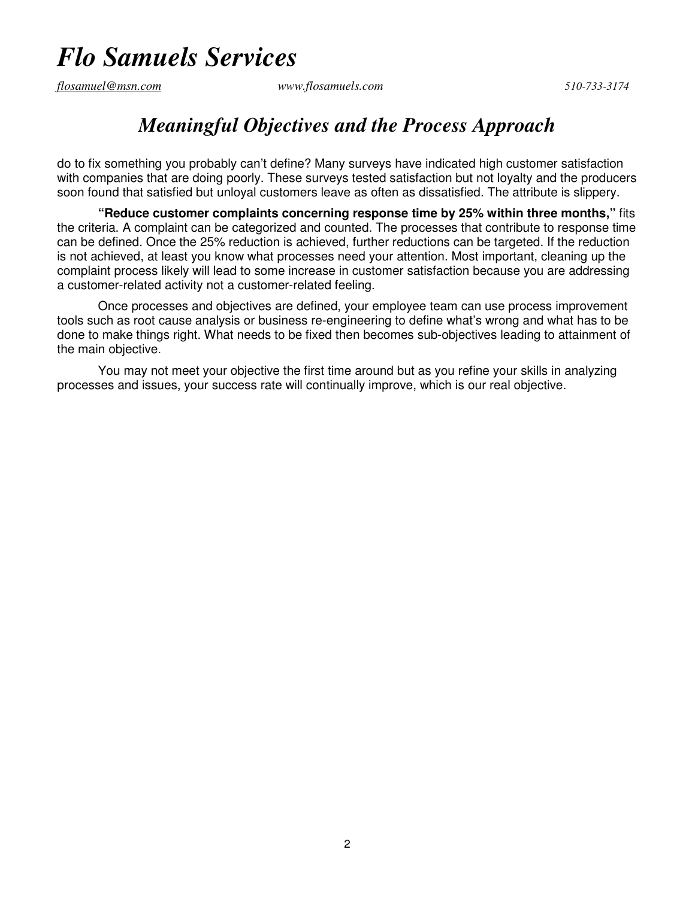do to fix something you probably can't define? Many surveys have indicated high customer satisfaction with companies that are doing poorly. These surveys tested satisfaction but not loyalty and the producers soon found that satisfied but unloyal customers leave as often as dissatisfied. The attribute is slippery.

**"Reduce customer complaints concerning response time by 25% within three months,"** fits the criteria. A complaint can be categorized and counted. The processes that contribute to response time can be defined. Once the 25% reduction is achieved, further reductions can be targeted. If the reduction is not achieved, at least you know what processes need your attention. Most important, cleaning up the complaint process likely will lead to some increase in customer satisfaction because you are addressing a customer-related activity not a customer-related feeling.

Once processes and objectives are defined, your employee team can use process improvement tools such as root cause analysis or business re-engineering to define what's wrong and what has to be done to make things right. What needs to be fixed then becomes sub-objectives leading to attainment of the main objective.

You may not meet your objective the first time around but as you refine your skills in analyzing processes and issues, your success rate will continually improve, which is our real objective.